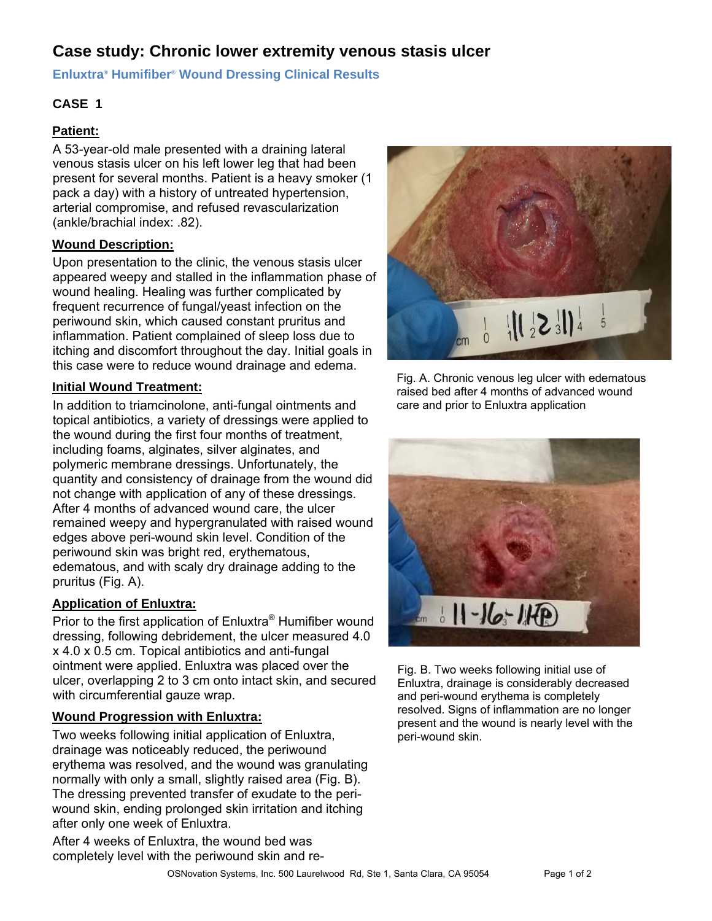# Case study: Chronic lower extremity venous stasis ulcer

**Enluxtra® Humifiber® Wound Dressing Clinical Results**

## CASE 1

### Patient:

A 53-year-old male presented with a draining lateral venous stasis ulcer on his left lower leg that had been present for several months. Patient is a heavy smoker (1 pack a day) with a history of untreated hypertension, arterial compromise, and refused revascularization (ankle/brachial index: .82).

### Wound Description:

Upon presentation to the clinic, the venous stasis ulcer appeared weepy and stalled in the inflammation phase of wound healing. Healing was further complicated by frequent recurrence of fungal/yeast infection on the periwound skin, which caused constant pruritus and inflammation. Patient complained of sleep loss due to itching and discomfort throughout the day. Initial goals in this case were to reduce wound drainage and edema.

### Initial Wound Treatment:

In addition to triamcinolone, anti-fungal ointments and topical antibiotics, a variety of dressings were applied to the wound during the first four months of treatment, including foams, alginates, silver alginates, and polymeric membrane dressings. Unfortunately, the quantity and consistency of drainage from the wound did not change with application of any of these dressings. After 4 months of advanced wound care, the ulcer remained weepy and hypergranulated with raised wound edges above peri-wound skin level. Condition of the periwound skin was bright red, erythematous, edematous, and with scaly dry drainage adding to the pruritus (Fig. A).

### Application of Enluxtra:

Prior to the first application of Enluxtra® Humifiber wound dressing, following debridement, the ulcer measured 4.0 x 4.0 x 0.5 cm. Topical antibiotics and anti-fungal ointment were applied. Enluxtra was placed over the ulcer, overlapping 2 to 3 cm onto intact skin, and secured with circumferential gauze wrap.

### Wound Progression with Enluxtra:

Two weeks following initial application of Enluxtra, drainage was noticeably reduced, the periwound erythema was resolved, and the wound was granulating normally with only a small, slightly raised area (Fig. B). The dressing prevented transfer of exudate to the peri-wound skin, ending prolonged skin irritation and itching after only one week of Enluxtra.

After 4 weeks of Enluxtra, the wound bed was completely level with the periwound skin and re-

Fig. A. Chronic venous leg ulcer with edematous raised bed after 4 months of advanced wound care and prior to Enluxtra application

Fig. B. Two weeks following initial use of Enluxtra, drainage is considerably decreased and peri-wound erythema is completely resolved. Signs of inflammation are no longer present and the wound is nearly level with the peri-wound skin.

OSNovation Systems, Inc. 500 Laurelwood Rd, Ste 1, Santa Clara, CA 95054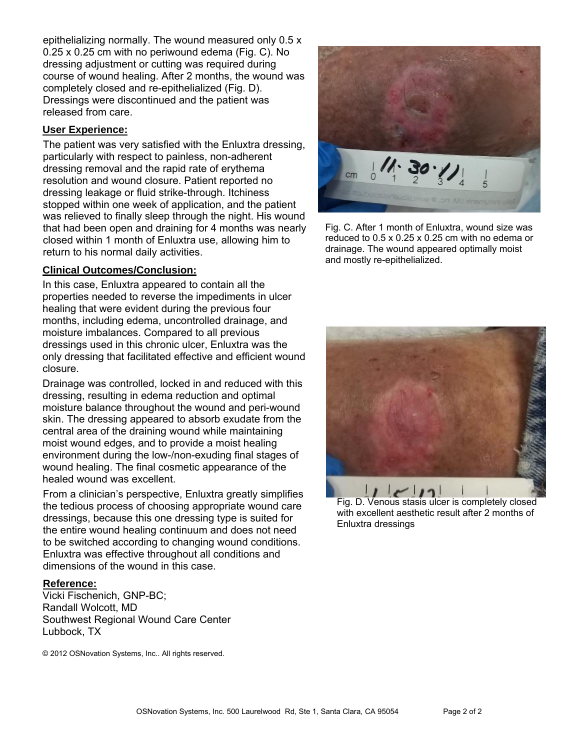epithelializing normally. The wound measured only 0.5 x 0.25 x 0.25 cm with no periwound edema (Fig. C). No dressing adjustment or cutting was required during course of wound healing. After 2 months, the wound was completely closed and re-epithelialized (Fig. D). Dressings were discontinued and the patient was released from care.

**User Experience:**

The patient was very satisfied with the Enluxtra dressing, particularly with respect to painless, non-adherent dressing removal and the rapid rate of erythema resolution and wound closure. Patient reported no dressing leakage or fluid strike-through. Itchiness stopped within one week of application, and the patient was relieved to finally sleep through the night. His wound that had been open and draining for 4 months was nearly closed within 1 month of Enluxtra use, allowing him to return to his normal daily activities.

**Clinical Outcomes/Conclusion:**

In this case, Enluxtra appeared to contain all the properties needed to reverse the impediments in ulcer healing that were evident during the previous four months, including edema, uncontrolled drainage, and moisture imbalances. Compared to all previous dressings used in this chronic ulcer, Enluxtra was the only dressing that facilitated effective and efficient wound closure.

Drainage was controlled, locked in and reduced with this dressing, resulting in edema reduction and optimal moisture balance throughout the wound and peri-wound skin. The dressing appeared to absorb exudate from the central area of the draining wound while maintaining moist wound edges, and to provide a moist healing environment during the low-/non-exuding final stages of wound healing. The final cosmetic appearance of the healed wound was excellent.

From a clinician's perspective, Enluxtra greatly simplifies the tedious process of choosing appropriate wound care dressings, because this one dressing type is suited for the entire wound healing continuum and does not need to be switched according to changing wound conditions. Enluxtra was effective throughout all conditions and dimensions of the wound in this case.

Fig. C. After 1 month of Enluxtra, wound size was reduced to 0.5 x 0.25 x 0.25 cm with no edema or drainage. The wound appeared optimally moist and mostly re-epithelialized.

Fig. D. Venous stasis ulcer is completely closed with excellent aesthetic result after 2 months of Enluxtra dressings

**Reference:**

Vicki Fischenich, GNP-BC;
Randall Wolcott, MD
Southwest Regional Wound Care Center
Lubbock, TX

© 2012 OSNovation Systems, Inc.. All rights reserved.

OSNovation Systems, Inc. 500 Laurelwood Rd, Ste 1, Santa Clara, CA 95054